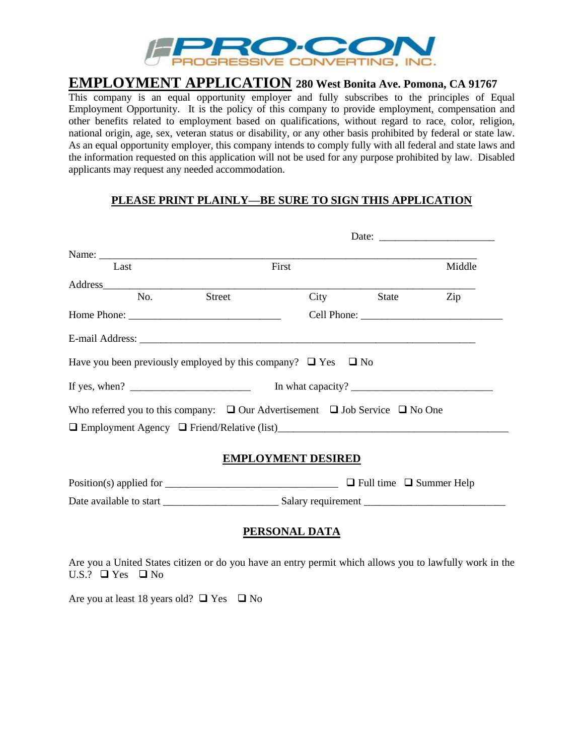PRO-CON
PROGRESSIVE CONVERTING, INC.

# EMPLOYMENT APPLICATION 280 West Bonita Ave. Pomona, CA 91767

This company is an equal opportunity employer and fully subscribes to the principles of Equal Employment Opportunity. It is the policy of this company to provide employment, compensation and other benefits related to employment based on qualifications, without regard to race, color, religion, national origin, age, sex, veteran status or disability, or any other basis prohibited by federal or state law. As an equal opportunity employer, this company intends to comply fully with all federal and state laws and the information requested on this application will not be used for any purpose prohibited by law. Disabled applicants may request any needed accommodation.

**PLEASE PRINT PLAINLY—BE SURE TO SIGN THIS APPLICATION**

Date: ______________________

Name: ___________________________________________________________________
Last First Middle

Address___________________________________________________________________
No. Street City State Zip

Home Phone: _____________________________ Cell Phone: __________________________

E-mail Address: ____________________________________________________________

Have you been previously employed by this company? ❑ Yes ❑ No

If yes, when? ______________________ In what capacity? __________________________

Who referred you to this company: ❑ Our Advertisement ❑ Job Service ❑ No One

❑ Employment Agency ❑ Friend/Relative (list)___________________________________________

## EMPLOYMENT DESIRED

Position(s) applied for ________________________________ ❑ Full time ❑ Summer Help

Date available to start _____________________ Salary requirement __________________________

## PERSONAL DATA

Are you a United States citizen or do you have an entry permit which allows you to lawfully work in the U.S.? ❑ Yes ❑ No

Are you at least 18 years old? ❑ Yes ❑ No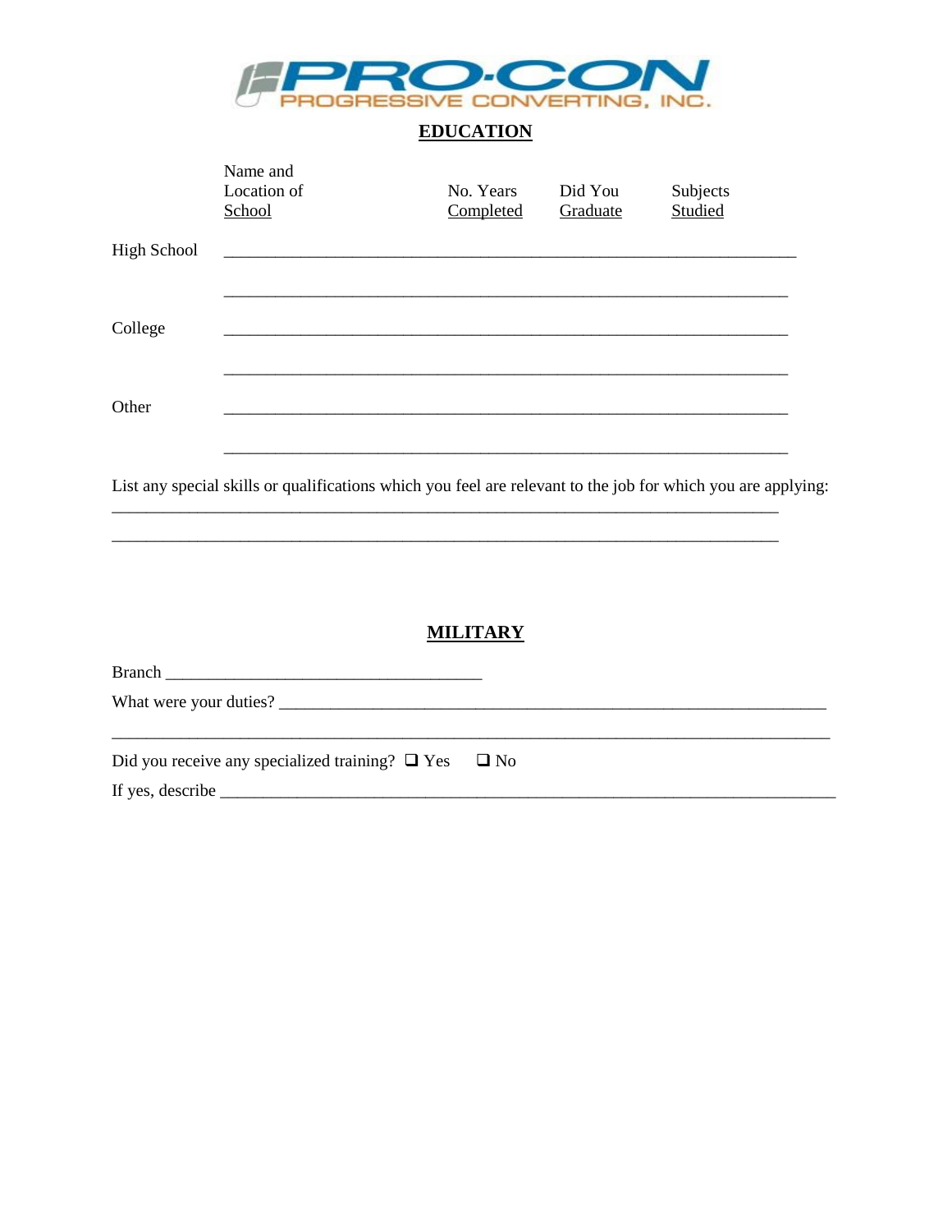PRO-CON
PROGRESSIVE CONVERTING, INC.

## EDUCATION

| | Name and Location of School | No. Years Completed | Did You Graduate | Subjects Studied |
|---|---|---|---|---|
| High School | | | | |
| | | | | |
| College | | | | |
| | | | | |
| Other | | | | |
| | | | | |

List any special skills or qualifications which you feel are relevant to the job for which you are applying:

______________________________________________________________________________

______________________________________________________________________________

## MILITARY

Branch ____________________________________

What were your duties? ______________________________________________________________

______________________________________________________________________________

Did you receive any specialized training? ❑ Yes ❑ No

If yes, describe ______________________________________________________________________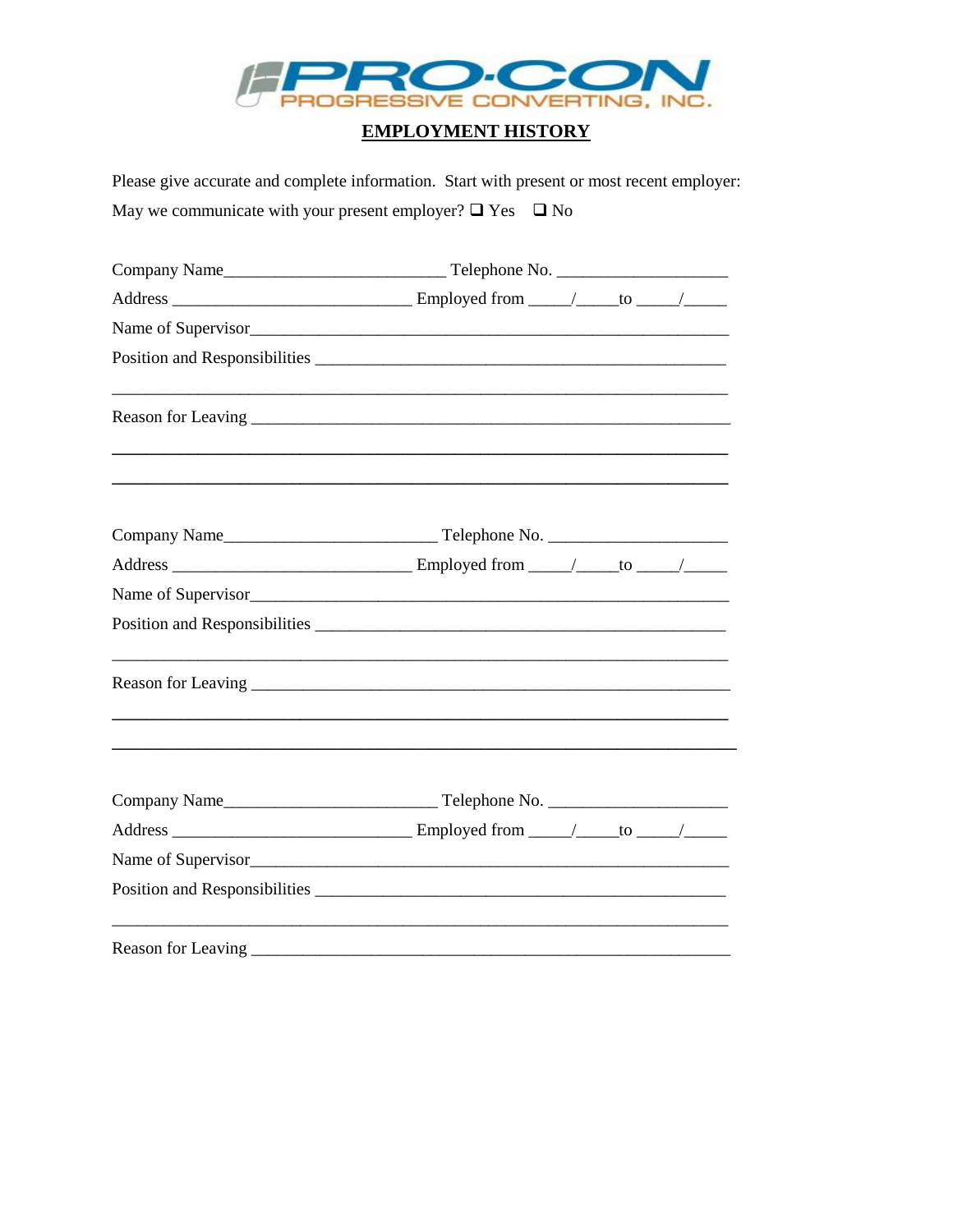PRO-CON
PROGRESSIVE CONVERTING, INC.

## EMPLOYMENT HISTORY

Please give accurate and complete information. Start with present or most recent employer:

May we communicate with your present employer? ❑ Yes ❑ No

Company Name_________________________ Telephone No. ____________________

Address ___________________________ Employed from _____/_____to _____/_____

Name of Supervisor_________________________________________________________

Position and Responsibilities _______________________________________________

_______________________________________________________________________

Reason for Leaving ________________________________________________________

_______________________________________________________________________

_______________________________________________________________________

Company Name________________________ Telephone No. _____________________

Address ___________________________ Employed from _____/_____to _____/_____

Name of Supervisor_________________________________________________________

Position and Responsibilities _______________________________________________

_______________________________________________________________________

Reason for Leaving ________________________________________________________

_______________________________________________________________________

_______________________________________________________________________

Company Name________________________ Telephone No. _____________________

Address ___________________________ Employed from _____/_____to _____/_____

Name of Supervisor_________________________________________________________

Position and Responsibilities _______________________________________________

_______________________________________________________________________

Reason for Leaving ________________________________________________________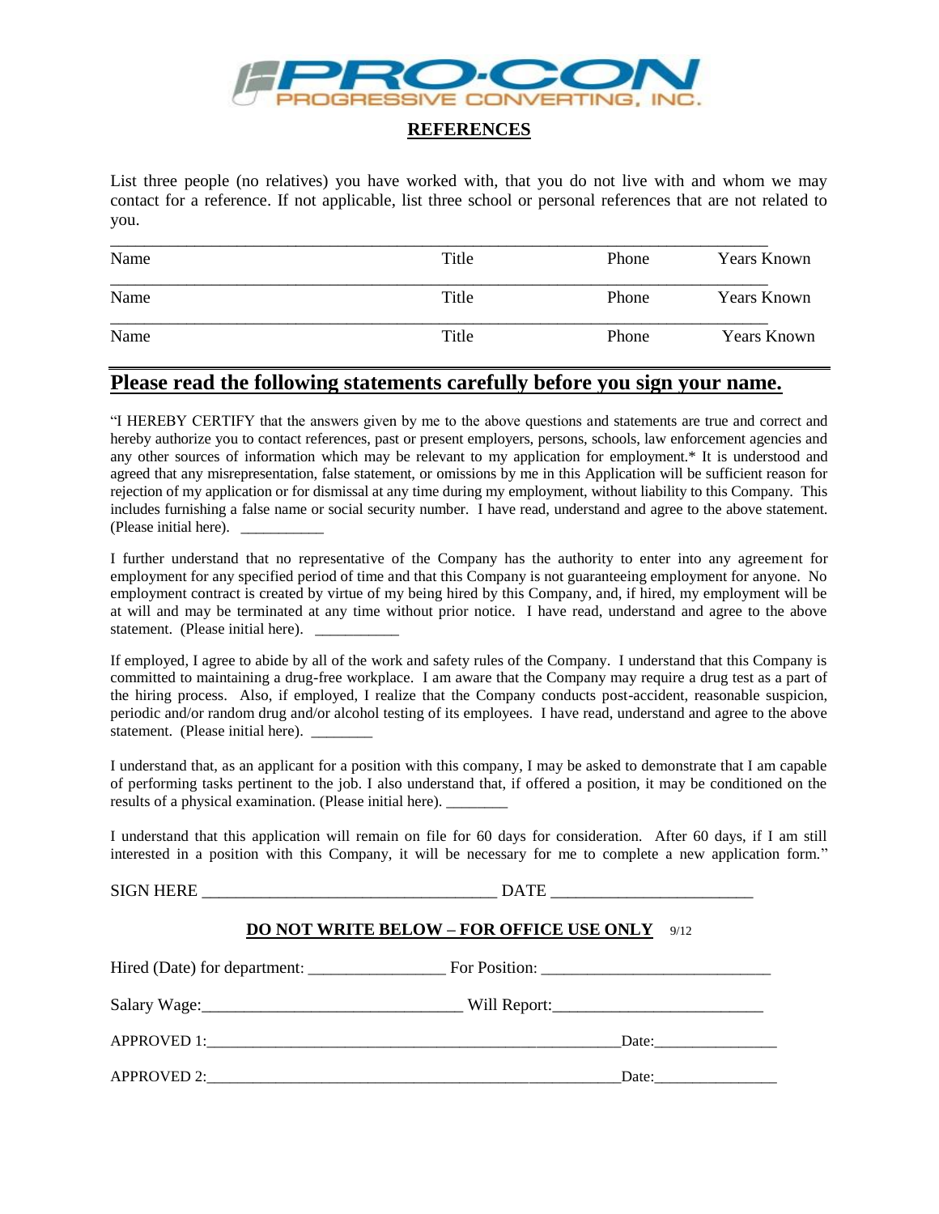PRO-CON PROGRESSIVE CONVERTING, INC.

## REFERENCES

List three people (no relatives) you have worked with, that you do not live with and whom we may contact for a reference. If not applicable, list three school or personal references that are not related to you.

| Name | Title | Phone | Years Known |
|---|---|---|---|
| | | | |
| | | | |
| | | | |

## Please read the following statements carefully before you sign your name.

"I HEREBY CERTIFY that the answers given by me to the above questions and statements are true and correct and hereby authorize you to contact references, past or present employers, persons, schools, law enforcement agencies and any other sources of information which may be relevant to my application for employment.* It is understood and agreed that any misrepresentation, false statement, or omissions by me in this Application will be sufficient reason for rejection of my application or for dismissal at any time during my employment, without liability to this Company. This includes furnishing a false name or social security number. I have read, understand and agree to the above statement. (Please initial here). ___________

I further understand that no representative of the Company has the authority to enter into any agreement for employment for any specified period of time and that this Company is not guaranteeing employment for anyone. No employment contract is created by virtue of my being hired by this Company, and, if hired, my employment will be at will and may be terminated at any time without prior notice. I have read, understand and agree to the above statement. (Please initial here). ___________

If employed, I agree to abide by all of the work and safety rules of the Company. I understand that this Company is committed to maintaining a drug-free workplace. I am aware that the Company may require a drug test as a part of the hiring process. Also, if employed, I realize that the Company conducts post-accident, reasonable suspicion, periodic and/or random drug and/or alcohol testing of its employees. I have read, understand and agree to the above statement. (Please initial here). ________

I understand that, as an applicant for a position with this company, I may be asked to demonstrate that I am capable of performing tasks pertinent to the job. I also understand that, if offered a position, it may be conditioned on the results of a physical examination. (Please initial here). ________

I understand that this application will remain on file for 60 days for consideration. After 60 days, if I am still interested in a position with this Company, it will be necessary for me to complete a new application form."

SIGN HERE ___________________________________ DATE ________________________

**DO NOT WRITE BELOW – FOR OFFICE USE ONLY** 9/12

Hired (Date) for department: ________________ For Position: ___________________________

Salary Wage:_______________________________ Will Report:_________________________

APPROVED 1:_____________________________________________________Date:________________

APPROVED 2:_____________________________________________________Date:________________